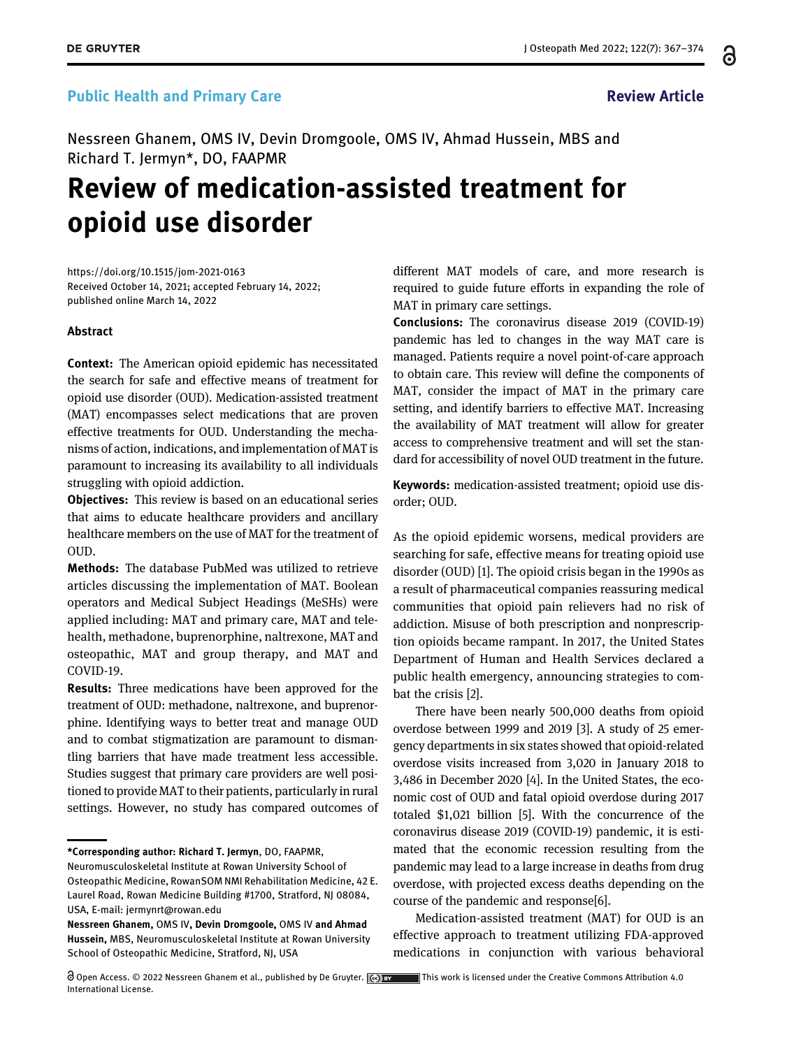Public Health and Primary Care

Review Article

Nessreen Ghanem, OMS IV, Devin Dromgoole, OMS IV, Ahmad Hussein, MBS and Richard T. Jermyn*, DO, FAAPMR

# Review of medication-assisted treatment for opioid use disorder

https://doi.org/10.1515/jom-2021-0163
Received October 14, 2021; accepted February 14, 2022; published online March 14, 2022

## Abstract

**Context:** The American opioid epidemic has necessitated the search for safe and effective means of treatment for opioid use disorder (OUD). Medication-assisted treatment (MAT) encompasses select medications that are proven effective treatments for OUD. Understanding the mechanisms of action, indications, and implementation of MAT is paramount to increasing its availability to all individuals struggling with opioid addiction.

**Objectives:** This review is based on an educational series that aims to educate healthcare providers and ancillary healthcare members on the use of MAT for the treatment of OUD.

**Methods:** The database PubMed was utilized to retrieve articles discussing the implementation of MAT. Boolean operators and Medical Subject Headings (MeSHs) were applied including: MAT and primary care, MAT and telehealth, methadone, buprenorphine, naltrexone, MAT and osteopathic, MAT and group therapy, and MAT and COVID-19.

**Results:** Three medications have been approved for the treatment of OUD: methadone, naltrexone, and buprenorphine. Identifying ways to better treat and manage OUD and to combat stigmatization are paramount to dismantling barriers that have made treatment less accessible. Studies suggest that primary care providers are well positioned to provide MAT to their patients, particularly in rural settings. However, no study has compared outcomes of different MAT models of care, and more research is required to guide future efforts in expanding the role of MAT in primary care settings.

**Conclusions:** The coronavirus disease 2019 (COVID-19) pandemic has led to changes in the way MAT care is managed. Patients require a novel point-of-care approach to obtain care. This review will define the components of MAT, consider the impact of MAT in the primary care setting, and identify barriers to effective MAT. Increasing the availability of MAT treatment will allow for greater access to comprehensive treatment and will set the standard for accessibility of novel OUD treatment in the future.

**Keywords:** medication-assisted treatment; opioid use disorder; OUD.

---

***Corresponding author: Richard T. Jermyn**, DO, FAAPMR, Neuromusculoskeletal Institute at Rowan University School of Osteopathic Medicine, RowanSOM NMI Rehabilitation Medicine, 42 E. Laurel Road, Rowan Medicine Building #1700, Stratford, NJ 08084, USA, E-mail: jermynrt@rowan.edu

**Nessreen Ghanem**, OMS IV, **Devin Dromgoole**, OMS IV **and Ahmad Hussein**, MBS, Neuromusculoskeletal Institute at Rowan University School of Osteopathic Medicine, Stratford, NJ, USA

---

As the opioid epidemic worsens, medical providers are searching for safe, effective means for treating opioid use disorder (OUD) [1]. The opioid crisis began in the 1990s as a result of pharmaceutical companies reassuring medical communities that opioid pain relievers had no risk of addiction. Misuse of both prescription and nonprescription opioids became rampant. In 2017, the United States Department of Human and Health Services declared a public health emergency, announcing strategies to combat the crisis [2].

There have been nearly 500,000 deaths from opioid overdose between 1999 and 2019 [3]. A study of 25 emergency departments in six states showed that opioid-related overdose visits increased from 3,020 in January 2018 to 3,486 in December 2020 [4]. In the United States, the economic cost of OUD and fatal opioid overdose during 2017 totaled $1,021 billion [5]. With the concurrence of the coronavirus disease 2019 (COVID-19) pandemic, it is estimated that the economic recession resulting from the pandemic may lead to a large increase in deaths from drug overdose, with projected excess deaths depending on the course of the pandemic and response[6].

Medication-assisted treatment (MAT) for OUD is an effective approach to treatment utilizing FDA-approved medications in conjunction with various behavioral

Open Access. © 2022 Nessreen Ghanem et al., published by De Gruyter. This work is licensed under the Creative Commons Attribution 4.0 International License.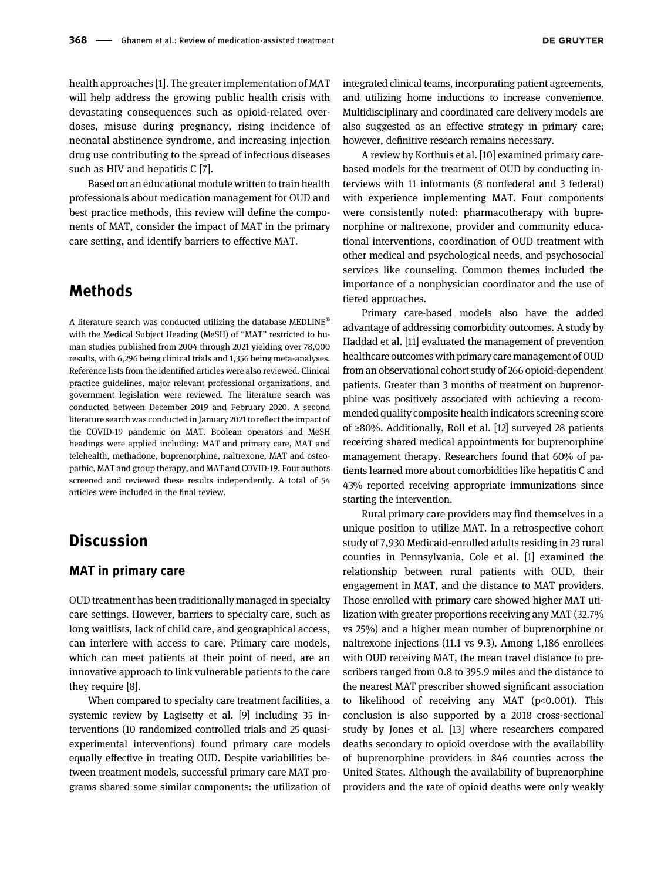health approaches [1]. The greater implementation of MAT will help address the growing public health crisis with devastating consequences such as opioid-related overdoses, misuse during pregnancy, rising incidence of neonatal abstinence syndrome, and increasing injection drug use contributing to the spread of infectious diseases such as HIV and hepatitis C [7].

Based on an educational module written to train health professionals about medication management for OUD and best practice methods, this review will define the components of MAT, consider the impact of MAT in the primary care setting, and identify barriers to effective MAT.

## Methods

A literature search was conducted utilizing the database MEDLINE® with the Medical Subject Heading (MeSH) of "MAT" restricted to human studies published from 2004 through 2021 yielding over 78,000 results, with 6,296 being clinical trials and 1,356 being meta-analyses. Reference lists from the identified articles were also reviewed. Clinical practice guidelines, major relevant professional organizations, and government legislation were reviewed. The literature search was conducted between December 2019 and February 2020. A second literature search was conducted in January 2021 to reflect the impact of the COVID-19 pandemic on MAT. Boolean operators and MeSH headings were applied including: MAT and primary care, MAT and telehealth, methadone, buprenorphine, naltrexone, MAT and osteopathic, MAT and group therapy, and MAT and COVID-19. Four authors screened and reviewed these results independently. A total of 54 articles were included in the final review.

## Discussion

### MAT in primary care

OUD treatment has been traditionally managed in specialty care settings. However, barriers to specialty care, such as long waitlists, lack of child care, and geographical access, can interfere with access to care. Primary care models, which can meet patients at their point of need, are an innovative approach to link vulnerable patients to the care they require [8].

When compared to specialty care treatment facilities, a systemic review by Lagisetty et al. [9] including 35 interventions (10 randomized controlled trials and 25 quasi-experimental interventions) found primary care models equally effective in treating OUD. Despite variabilities between treatment models, successful primary care MAT programs shared some similar components: the utilization of integrated clinical teams, incorporating patient agreements, and utilizing home inductions to increase convenience. Multidisciplinary and coordinated care delivery models are also suggested as an effective strategy in primary care; however, definitive research remains necessary.

A review by Korthuis et al. [10] examined primary care-based models for the treatment of OUD by conducting interviews with 11 informants (8 nonfederal and 3 federal) with experience implementing MAT. Four components were consistently noted: pharmacotherapy with buprenorphine or naltrexone, provider and community educational interventions, coordination of OUD treatment with other medical and psychological needs, and psychosocial services like counseling. Common themes included the importance of a nonphysician coordinator and the use of tiered approaches.

Primary care-based models also have the added advantage of addressing comorbidity outcomes. A study by Haddad et al. [11] evaluated the management of prevention healthcare outcomes with primary care management of OUD from an observational cohort study of 266 opioid-dependent patients. Greater than 3 months of treatment on buprenorphine was positively associated with achieving a recommended quality composite health indicators screening score of ≥80%. Additionally, Roll et al. [12] surveyed 28 patients receiving shared medical appointments for buprenorphine management therapy. Researchers found that 60% of patients learned more about comorbidities like hepatitis C and 43% reported receiving appropriate immunizations since starting the intervention.

Rural primary care providers may find themselves in a unique position to utilize MAT. In a retrospective cohort study of 7,930 Medicaid-enrolled adults residing in 23 rural counties in Pennsylvania, Cole et al. [1] examined the relationship between rural patients with OUD, their engagement in MAT, and the distance to MAT providers. Those enrolled with primary care showed higher MAT utilization with greater proportions receiving any MAT (32.7% vs 25%) and a higher mean number of buprenorphine or naltrexone injections (11.1 vs 9.3). Among 1,186 enrollees with OUD receiving MAT, the mean travel distance to prescribers ranged from 0.8 to 395.9 miles and the distance to the nearest MAT prescriber showed significant association to likelihood of receiving any MAT ($p<0.001$). This conclusion is also supported by a 2018 cross-sectional study by Jones et al. [13] where researchers compared deaths secondary to opioid overdose with the availability of buprenorphine providers in 846 counties across the United States. Although the availability of buprenorphine providers and the rate of opioid deaths were only weakly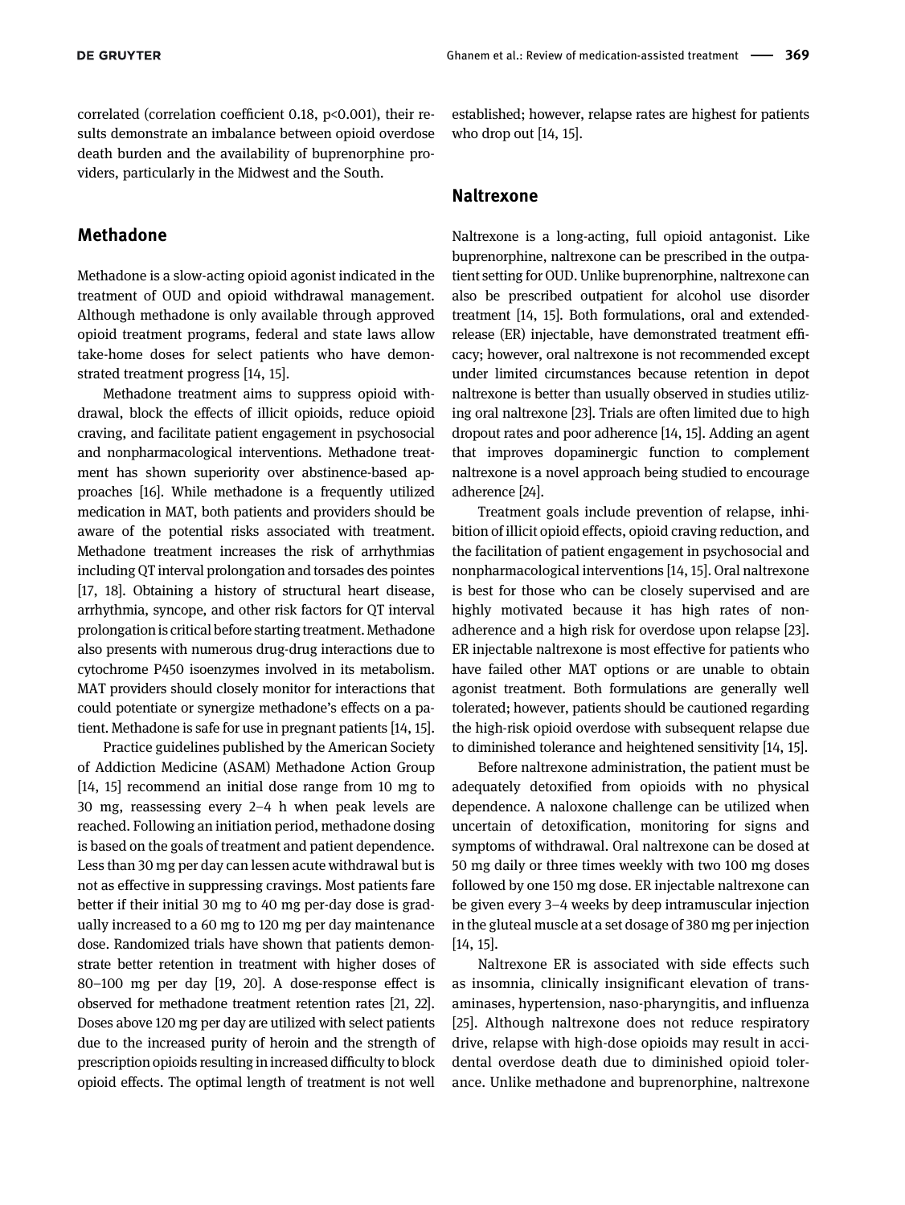correlated (correlation coefficient 0.18, $p<0.001$), their results demonstrate an imbalance between opioid overdose death burden and the availability of buprenorphine providers, particularly in the Midwest and the South.

## Methadone

Methadone is a slow-acting opioid agonist indicated in the treatment of OUD and opioid withdrawal management. Although methadone is only available through approved opioid treatment programs, federal and state laws allow take-home doses for select patients who have demonstrated treatment progress [14, 15].

Methadone treatment aims to suppress opioid withdrawal, block the effects of illicit opioids, reduce opioid craving, and facilitate patient engagement in psychosocial and nonpharmacological interventions. Methadone treatment has shown superiority over abstinence-based approaches [16]. While methadone is a frequently utilized medication in MAT, both patients and providers should be aware of the potential risks associated with treatment. Methadone treatment increases the risk of arrhythmias including QT interval prolongation and torsades des pointes [17, 18]. Obtaining a history of structural heart disease, arrhythmia, syncope, and other risk factors for QT interval prolongation is critical before starting treatment. Methadone also presents with numerous drug-drug interactions due to cytochrome P450 isoenzymes involved in its metabolism. MAT providers should closely monitor for interactions that could potentiate or synergize methadone's effects on a patient. Methadone is safe for use in pregnant patients [14, 15].

Practice guidelines published by the American Society of Addiction Medicine (ASAM) Methadone Action Group [14, 15] recommend an initial dose range from 10 mg to 30 mg, reassessing every 2–4 h when peak levels are reached. Following an initiation period, methadone dosing is based on the goals of treatment and patient dependence. Less than 30 mg per day can lessen acute withdrawal but is not as effective in suppressing cravings. Most patients fare better if their initial 30 mg to 40 mg per-day dose is gradually increased to a 60 mg to 120 mg per day maintenance dose. Randomized trials have shown that patients demonstrate better retention in treatment with higher doses of 80–100 mg per day [19, 20]. A dose-response effect is observed for methadone treatment retention rates [21, 22]. Doses above 120 mg per day are utilized with select patients due to the increased purity of heroin and the strength of prescription opioids resulting in increased difficulty to block opioid effects. The optimal length of treatment is not well established; however, relapse rates are highest for patients who drop out [14, 15].

## Naltrexone

Naltrexone is a long-acting, full opioid antagonist. Like buprenorphine, naltrexone can be prescribed in the outpatient setting for OUD. Unlike buprenorphine, naltrexone can also be prescribed outpatient for alcohol use disorder treatment [14, 15]. Both formulations, oral and extended-release (ER) injectable, have demonstrated treatment efficacy; however, oral naltrexone is not recommended except under limited circumstances because retention in depot naltrexone is better than usually observed in studies utilizing oral naltrexone [23]. Trials are often limited due to high dropout rates and poor adherence [14, 15]. Adding an agent that improves dopaminergic function to complement naltrexone is a novel approach being studied to encourage adherence [24].

Treatment goals include prevention of relapse, inhibition of illicit opioid effects, opioid craving reduction, and the facilitation of patient engagement in psychosocial and nonpharmacological interventions [14, 15]. Oral naltrexone is best for those who can be closely supervised and are highly motivated because it has high rates of non-adherence and a high risk for overdose upon relapse [23]. ER injectable naltrexone is most effective for patients who have failed other MAT options or are unable to obtain agonist treatment. Both formulations are generally well tolerated; however, patients should be cautioned regarding the high-risk opioid overdose with subsequent relapse due to diminished tolerance and heightened sensitivity [14, 15].

Before naltrexone administration, the patient must be adequately detoxified from opioids with no physical dependence. A naloxone challenge can be utilized when uncertain of detoxification, monitoring for signs and symptoms of withdrawal. Oral naltrexone can be dosed at 50 mg daily or three times weekly with two 100 mg doses followed by one 150 mg dose. ER injectable naltrexone can be given every 3–4 weeks by deep intramuscular injection in the gluteal muscle at a set dosage of 380 mg per injection [14, 15].

Naltrexone ER is associated with side effects such as insomnia, clinically insignificant elevation of transaminases, hypertension, naso-pharyngitis, and influenza [25]. Although naltrexone does not reduce respiratory drive, relapse with high-dose opioids may result in accidental overdose death due to diminished opioid tolerance. Unlike methadone and buprenorphine, naltrexone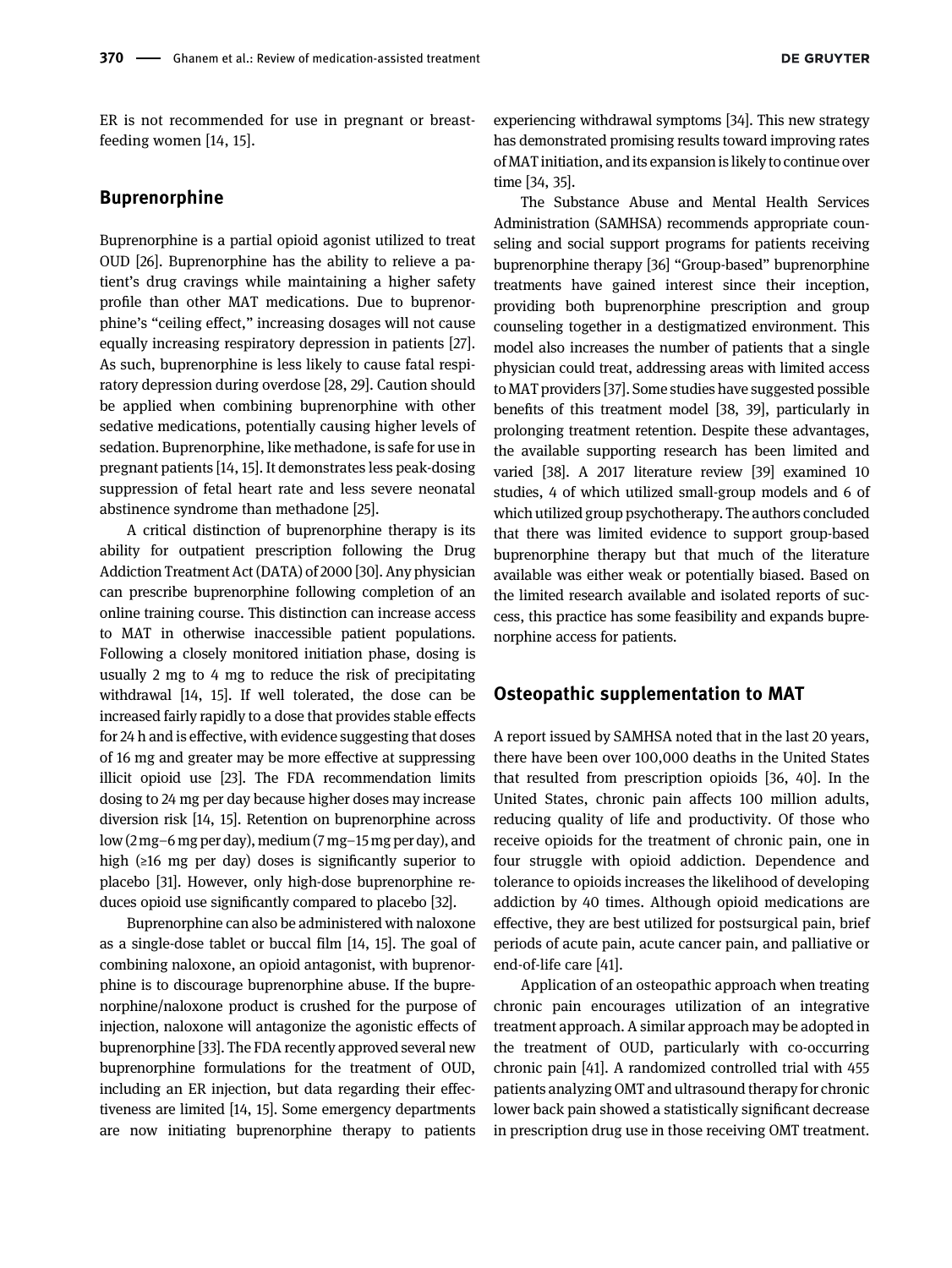ER is not recommended for use in pregnant or breastfeeding women [14, 15].

## Buprenorphine

Buprenorphine is a partial opioid agonist utilized to treat OUD [26]. Buprenorphine has the ability to relieve a patient's drug cravings while maintaining a higher safety profile than other MAT medications. Due to buprenorphine's "ceiling effect," increasing dosages will not cause equally increasing respiratory depression in patients [27]. As such, buprenorphine is less likely to cause fatal respiratory depression during overdose [28, 29]. Caution should be applied when combining buprenorphine with other sedative medications, potentially causing higher levels of sedation. Buprenorphine, like methadone, is safe for use in pregnant patients [14, 15]. It demonstrates less peak-dosing suppression of fetal heart rate and less severe neonatal abstinence syndrome than methadone [25].

A critical distinction of buprenorphine therapy is its ability for outpatient prescription following the Drug Addiction Treatment Act (DATA) of 2000 [30]. Any physician can prescribe buprenorphine following completion of an online training course. This distinction can increase access to MAT in otherwise inaccessible patient populations. Following a closely monitored initiation phase, dosing is usually 2 mg to 4 mg to reduce the risk of precipitating withdrawal [14, 15]. If well tolerated, the dose can be increased fairly rapidly to a dose that provides stable effects for 24 h and is effective, with evidence suggesting that doses of 16 mg and greater may be more effective at suppressing illicit opioid use [23]. The FDA recommendation limits dosing to 24 mg per day because higher doses may increase diversion risk [14, 15]. Retention on buprenorphine across low (2 mg–6 mg per day), medium (7 mg–15 mg per day), and high (≥16 mg per day) doses is significantly superior to placebo [31]. However, only high-dose buprenorphine reduces opioid use significantly compared to placebo [32].

Buprenorphine can also be administered with naloxone as a single-dose tablet or buccal film [14, 15]. The goal of combining naloxone, an opioid antagonist, with buprenorphine is to discourage buprenorphine abuse. If the buprenorphine/naloxone product is crushed for the purpose of injection, naloxone will antagonize the agonistic effects of buprenorphine [33]. The FDA recently approved several new buprenorphine formulations for the treatment of OUD, including an ER injection, but data regarding their effectiveness are limited [14, 15]. Some emergency departments are now initiating buprenorphine therapy to patients experiencing withdrawal symptoms [34]. This new strategy has demonstrated promising results toward improving rates of MAT initiation, and its expansion is likely to continue over time [34, 35].

The Substance Abuse and Mental Health Services Administration (SAMHSA) recommends appropriate counseling and social support programs for patients receiving buprenorphine therapy [36] "Group-based" buprenorphine treatments have gained interest since their inception, providing both buprenorphine prescription and group counseling together in a destigmatized environment. This model also increases the number of patients that a single physician could treat, addressing areas with limited access to MAT providers [37]. Some studies have suggested possible benefits of this treatment model [38, 39], particularly in prolonging treatment retention. Despite these advantages, the available supporting research has been limited and varied [38]. A 2017 literature review [39] examined 10 studies, 4 of which utilized small-group models and 6 of which utilized group psychotherapy. The authors concluded that there was limited evidence to support group-based buprenorphine therapy but that much of the literature available was either weak or potentially biased. Based on the limited research available and isolated reports of success, this practice has some feasibility and expands buprenorphine access for patients.

## Osteopathic supplementation to MAT

A report issued by SAMHSA noted that in the last 20 years, there have been over 100,000 deaths in the United States that resulted from prescription opioids [36, 40]. In the United States, chronic pain affects 100 million adults, reducing quality of life and productivity. Of those who receive opioids for the treatment of chronic pain, one in four struggle with opioid addiction. Dependence and tolerance to opioids increases the likelihood of developing addiction by 40 times. Although opioid medications are effective, they are best utilized for postsurgical pain, brief periods of acute pain, acute cancer pain, and palliative or end-of-life care [41].

Application of an osteopathic approach when treating chronic pain encourages utilization of an integrative treatment approach. A similar approach may be adopted in the treatment of OUD, particularly with co-occurring chronic pain [41]. A randomized controlled trial with 455 patients analyzing OMT and ultrasound therapy for chronic lower back pain showed a statistically significant decrease in prescription drug use in those receiving OMT treatment.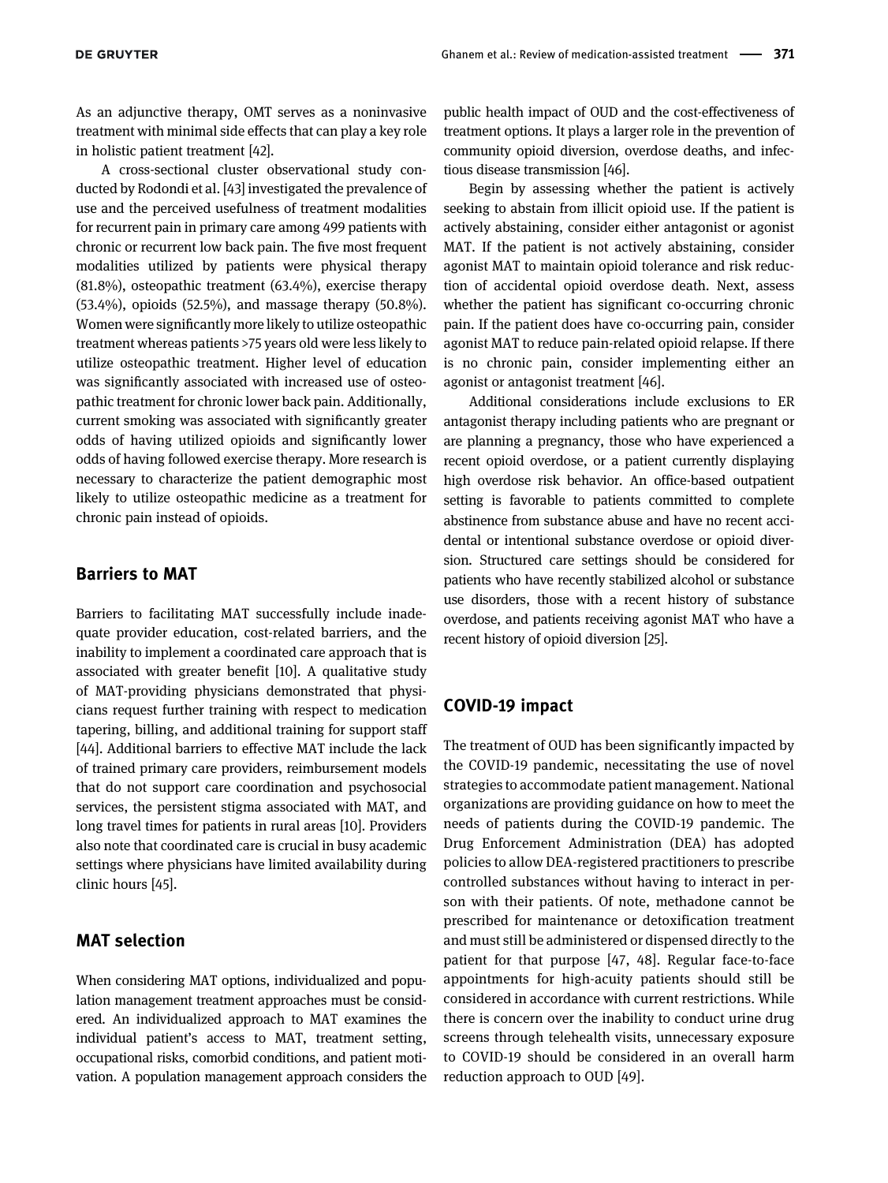As an adjunctive therapy, OMT serves as a noninvasive treatment with minimal side effects that can play a key role in holistic patient treatment [42].

A cross-sectional cluster observational study conducted by Rodondi et al. [43] investigated the prevalence of use and the perceived usefulness of treatment modalities for recurrent pain in primary care among 499 patients with chronic or recurrent low back pain. The five most frequent modalities utilized by patients were physical therapy (81.8%), osteopathic treatment (63.4%), exercise therapy (53.4%), opioids (52.5%), and massage therapy (50.8%). Women were significantly more likely to utilize osteopathic treatment whereas patients >75 years old were less likely to utilize osteopathic treatment. Higher level of education was significantly associated with increased use of osteopathic treatment for chronic lower back pain. Additionally, current smoking was associated with significantly greater odds of having utilized opioids and significantly lower odds of having followed exercise therapy. More research is necessary to characterize the patient demographic most likely to utilize osteopathic medicine as a treatment for chronic pain instead of opioids.

## Barriers to MAT

Barriers to facilitating MAT successfully include inadequate provider education, cost-related barriers, and the inability to implement a coordinated care approach that is associated with greater benefit [10]. A qualitative study of MAT-providing physicians demonstrated that physicians request further training with respect to medication tapering, billing, and additional training for support staff [44]. Additional barriers to effective MAT include the lack of trained primary care providers, reimbursement models that do not support care coordination and psychosocial services, the persistent stigma associated with MAT, and long travel times for patients in rural areas [10]. Providers also note that coordinated care is crucial in busy academic settings where physicians have limited availability during clinic hours [45].

## MAT selection

When considering MAT options, individualized and population management treatment approaches must be considered. An individualized approach to MAT examines the individual patient's access to MAT, treatment setting, occupational risks, comorbid conditions, and patient motivation. A population management approach considers the public health impact of OUD and the cost-effectiveness of treatment options. It plays a larger role in the prevention of community opioid diversion, overdose deaths, and infectious disease transmission [46].

Begin by assessing whether the patient is actively seeking to abstain from illicit opioid use. If the patient is actively abstaining, consider either antagonist or agonist MAT. If the patient is not actively abstaining, consider agonist MAT to maintain opioid tolerance and risk reduction of accidental opioid overdose death. Next, assess whether the patient has significant co-occurring chronic pain. If the patient does have co-occurring pain, consider agonist MAT to reduce pain-related opioid relapse. If there is no chronic pain, consider implementing either an agonist or antagonist treatment [46].

Additional considerations include exclusions to ER antagonist therapy including patients who are pregnant or are planning a pregnancy, those who have experienced a recent opioid overdose, or a patient currently displaying high overdose risk behavior. An office-based outpatient setting is favorable to patients committed to complete abstinence from substance abuse and have no recent accidental or intentional substance overdose or opioid diversion. Structured care settings should be considered for patients who have recently stabilized alcohol or substance use disorders, those with a recent history of substance overdose, and patients receiving agonist MAT who have a recent history of opioid diversion [25].

## COVID-19 impact

The treatment of OUD has been significantly impacted by the COVID-19 pandemic, necessitating the use of novel strategies to accommodate patient management. National organizations are providing guidance on how to meet the needs of patients during the COVID-19 pandemic. The Drug Enforcement Administration (DEA) has adopted policies to allow DEA-registered practitioners to prescribe controlled substances without having to interact in person with their patients. Of note, methadone cannot be prescribed for maintenance or detoxification treatment and must still be administered or dispensed directly to the patient for that purpose [47, 48]. Regular face-to-face appointments for high-acuity patients should still be considered in accordance with current restrictions. While there is concern over the inability to conduct urine drug screens through telehealth visits, unnecessary exposure to COVID-19 should be considered in an overall harm reduction approach to OUD [49].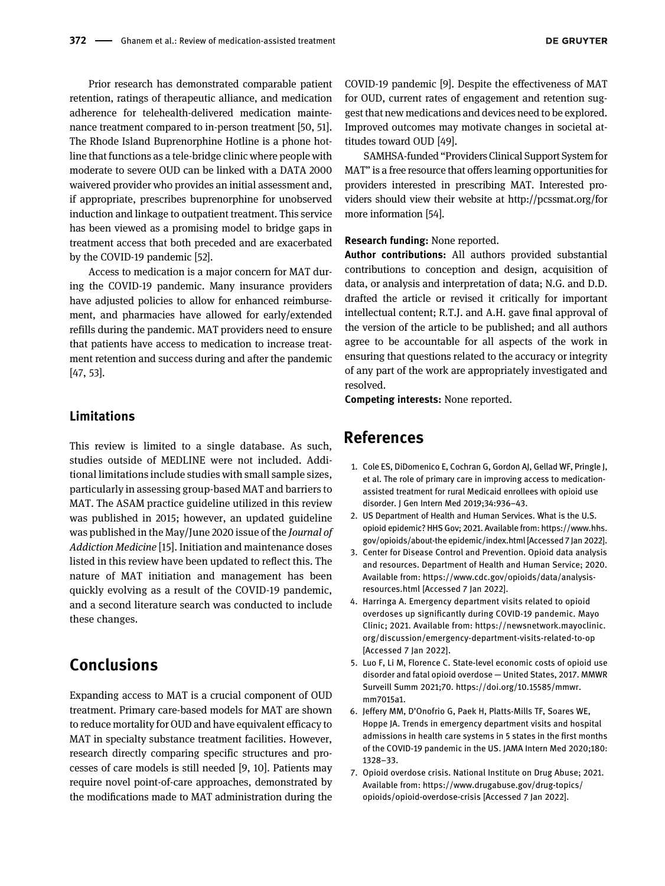Prior research has demonstrated comparable patient retention, ratings of therapeutic alliance, and medication adherence for telehealth-delivered medication maintenance treatment compared to in-person treatment [50, 51]. The Rhode Island Buprenorphine Hotline is a phone hotline that functions as a tele-bridge clinic where people with moderate to severe OUD can be linked with a DATA 2000 waivered provider who provides an initial assessment and, if appropriate, prescribes buprenorphine for unobserved induction and linkage to outpatient treatment. This service has been viewed as a promising model to bridge gaps in treatment access that both preceded and are exacerbated by the COVID-19 pandemic [52].

Access to medication is a major concern for MAT during the COVID-19 pandemic. Many insurance providers have adjusted policies to allow for enhanced reimbursement, and pharmacies have allowed for early/extended refills during the pandemic. MAT providers need to ensure that patients have access to medication to increase treatment retention and success during and after the pandemic [47, 53].

## Limitations

This review is limited to a single database. As such, studies outside of MEDLINE were not included. Additional limitations include studies with small sample sizes, particularly in assessing group-based MAT and barriers to MAT. The ASAM practice guideline utilized in this review was published in 2015; however, an updated guideline was published in the May/June 2020 issue of the *Journal of Addiction Medicine* [15]. Initiation and maintenance doses listed in this review have been updated to reflect this. The nature of MAT initiation and management has been quickly evolving as a result of the COVID-19 pandemic, and a second literature search was conducted to include these changes.

## Conclusions

Expanding access to MAT is a crucial component of OUD treatment. Primary care-based models for MAT are shown to reduce mortality for OUD and have equivalent efficacy to MAT in specialty substance treatment facilities. However, research directly comparing specific structures and processes of care models is still needed [9, 10]. Patients may require novel point-of-care approaches, demonstrated by the modifications made to MAT administration during the COVID-19 pandemic [9]. Despite the effectiveness of MAT for OUD, current rates of engagement and retention suggest that new medications and devices need to be explored. Improved outcomes may motivate changes in societal attitudes toward OUD [49].

SAMHSA-funded "Providers Clinical Support System for MAT" is a free resource that offers learning opportunities for providers interested in prescribing MAT. Interested providers should view their website at http://pcssmat.org/for more information [54].

**Research funding:** None reported.

**Author contributions:** All authors provided substantial contributions to conception and design, acquisition of data, or analysis and interpretation of data; N.G. and D.D. drafted the article or revised it critically for important intellectual content; R.T.J. and A.H. gave final approval of the version of the article to be published; and all authors agree to be accountable for all aspects of the work in ensuring that questions related to the accuracy or integrity of any part of the work are appropriately investigated and resolved.

**Competing interests:** None reported.

## References

1. Cole ES, DiDomenico E, Cochran G, Gordon AJ, Gellad WF, Pringle J, et al. The role of primary care in improving access to medication-assisted treatment for rural Medicaid enrollees with opioid use disorder. J Gen Intern Med 2019;34:936–43.
2. US Department of Health and Human Services. What is the U.S. opioid epidemic? HHS Gov; 2021. Available from: https://www.hhs.gov/opioids/about-the epidemic/index.html [Accessed 7 Jan 2022].
3. Center for Disease Control and Prevention. Opioid data analysis and resources. Department of Health and Human Service; 2020. Available from: https://www.cdc.gov/opioids/data/analysis-resources.html [Accessed 7 Jan 2022].
4. Harringa A. Emergency department visits related to opioid overdoses up significantly during COVID-19 pandemic. Mayo Clinic; 2021. Available from: https://newsnetwork.mayoclinic.org/discussion/emergency-department-visits-related-to-op [Accessed 7 Jan 2022].
5. Luo F, Li M, Florence C. State-level economic costs of opioid use disorder and fatal opioid overdose — United States, 2017. MMWR Surveill Summ 2021;70. https://doi.org/10.15585/mmwr.mm7015a1.
6. Jeffery MM, D'Onofrio G, Paek H, Platts-Mills TF, Soares WE, Hoppe JA. Trends in emergency department visits and hospital admissions in health care systems in 5 states in the first months of the COVID-19 pandemic in the US. JAMA Intern Med 2020;180:1328–33.
7. Opioid overdose crisis. National Institute on Drug Abuse; 2021. Available from: https://www.drugabuse.gov/drug-topics/opioids/opioid-overdose-crisis [Accessed 7 Jan 2022].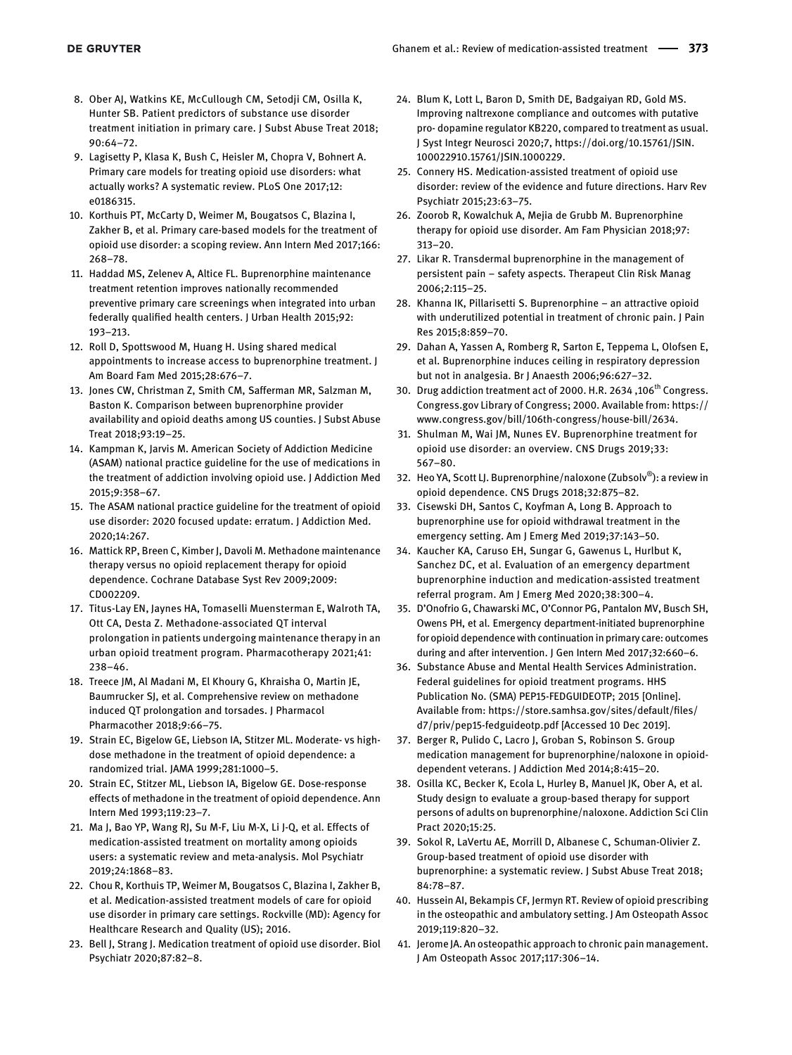8. Ober AJ, Watkins KE, McCullough CM, Setodji CM, Osilla K, Hunter SB. Patient predictors of substance use disorder treatment initiation in primary care. J Subst Abuse Treat 2018; 90:64–72.
9. Lagisetty P, Klasa K, Bush C, Heisler M, Chopra V, Bohnert A. Primary care models for treating opioid use disorders: what actually works? A systematic review. PLoS One 2017;12: e0186315.
10. Korthuis PT, McCarty D, Weimer M, Bougatsos C, Blazina I, Zakher B, et al. Primary care-based models for the treatment of opioid use disorder: a scoping review. Ann Intern Med 2017;166: 268–78.
11. Haddad MS, Zelenev A, Altice FL. Buprenorphine maintenance treatment retention improves nationally recommended preventive primary care screenings when integrated into urban federally qualified health centers. J Urban Health 2015;92: 193–213.
12. Roll D, Spottswood M, Huang H. Using shared medical appointments to increase access to buprenorphine treatment. J Am Board Fam Med 2015;28:676–7.
13. Jones CW, Christman Z, Smith CM, Safferman MR, Salzman M, Baston K. Comparison between buprenorphine provider availability and opioid deaths among US counties. J Subst Abuse Treat 2018;93:19–25.
14. Kampman K, Jarvis M. American Society of Addiction Medicine (ASAM) national practice guideline for the use of medications in the treatment of addiction involving opioid use. J Addiction Med 2015;9:358–67.
15. The ASAM national practice guideline for the treatment of opioid use disorder: 2020 focused update: erratum. J Addiction Med. 2020;14:267.
16. Mattick RP, Breen C, Kimber J, Davoli M. Methadone maintenance therapy versus no opioid replacement therapy for opioid dependence. Cochrane Database Syst Rev 2009;2009: CD002209.
17. Titus-Lay EN, Jaynes HA, Tomaselli Muensterman E, Walroth TA, Ott CA, Desta Z. Methadone-associated QT interval prolongation in patients undergoing maintenance therapy in an urban opioid treatment program. Pharmacotherapy 2021;41: 238–46.
18. Treece JM, Al Madani M, El Khoury G, Khraisha O, Martin JE, Baumrucker SJ, et al. Comprehensive review on methadone induced QT prolongation and torsades. J Pharmacol Pharmacother 2018;9:66–75.
19. Strain EC, Bigelow GE, Liebson IA, Stitzer ML. Moderate- vs high-dose methadone in the treatment of opioid dependence: a randomized trial. JAMA 1999;281:1000–5.
20. Strain EC, Stitzer ML, Liebson IA, Bigelow GE. Dose-response effects of methadone in the treatment of opioid dependence. Ann Intern Med 1993;119:23–7.
21. Ma J, Bao YP, Wang RJ, Su M-F, Liu M-X, Li J-Q, et al. Effects of medication-assisted treatment on mortality among opioids users: a systematic review and meta-analysis. Mol Psychiatr 2019;24:1868–83.
22. Chou R, Korthuis TP, Weimer M, Bougatsos C, Blazina I, Zakher B, et al. Medication-assisted treatment models of care for opioid use disorder in primary care settings. Rockville (MD): Agency for Healthcare Research and Quality (US); 2016.
23. Bell J, Strang J. Medication treatment of opioid use disorder. Biol Psychiatr 2020;87:82–8.
24. Blum K, Lott L, Baron D, Smith DE, Badgaiyan RD, Gold MS. Improving naltrexone compliance and outcomes with putative pro- dopamine regulator KB220, compared to treatment as usual. J Syst Integr Neurosci 2020;7, https://doi.org/10.15761/JSIN.100022910.15761/JSIN.1000229.
25. Connery HS. Medication-assisted treatment of opioid use disorder: review of the evidence and future directions. Harv Rev Psychiatr 2015;23:63–75.
26. Zoorob R, Kowalchuk A, Mejia de Grubb M. Buprenorphine therapy for opioid use disorder. Am Fam Physician 2018;97: 313–20.
27. Likar R. Transdermal buprenorphine in the management of persistent pain – safety aspects. Therapeut Clin Risk Manag 2006;2:115–25.
28. Khanna IK, Pillarisetti S. Buprenorphine – an attractive opioid with underutilized potential in treatment of chronic pain. J Pain Res 2015;8:859–70.
29. Dahan A, Yassen A, Romberg R, Sarton E, Teppema L, Olofsen E, et al. Buprenorphine induces ceiling in respiratory depression but not in analgesia. Br J Anaesth 2006;96:627–32.
30. Drug addiction treatment act of 2000. H.R. 2634 ,106th Congress. Congress.gov Library of Congress; 2000. Available from: https://www.congress.gov/bill/106th-congress/house-bill/2634.
31. Shulman M, Wai JM, Nunes EV. Buprenorphine treatment for opioid use disorder: an overview. CNS Drugs 2019;33: 567–80.
32. Heo YA, Scott LJ. Buprenorphine/naloxone (Zubsolv®): a review in opioid dependence. CNS Drugs 2018;32:875–82.
33. Cisewski DH, Santos C, Koyfman A, Long B. Approach to buprenorphine use for opioid withdrawal treatment in the emergency setting. Am J Emerg Med 2019;37:143–50.
34. Kaucher KA, Caruso EH, Sungar G, Gawenus L, Hurlbut K, Sanchez DC, et al. Evaluation of an emergency department buprenorphine induction and medication-assisted treatment referral program. Am J Emerg Med 2020;38:300–4.
35. D'Onofrio G, Chawarski MC, O'Connor PG, Pantalon MV, Busch SH, Owens PH, et al. Emergency department-initiated buprenorphine for opioid dependence with continuation in primary care: outcomes during and after intervention. J Gen Intern Med 2017;32:660–6.
36. Substance Abuse and Mental Health Services Administration. Federal guidelines for opioid treatment programs. HHS Publication No. (SMA) PEP15-FEDGUIDEOTP; 2015 [Online]. Available from: https://store.samhsa.gov/sites/default/files/d7/priv/pep15-fedguideotp.pdf [Accessed 10 Dec 2019].
37. Berger R, Pulido C, Lacro J, Groban S, Robinson S. Group medication management for buprenorphine/naloxone in opioid-dependent veterans. J Addiction Med 2014;8:415–20.
38. Osilla KC, Becker K, Ecola L, Hurley B, Manuel JK, Ober A, et al. Study design to evaluate a group-based therapy for support persons of adults on buprenorphine/naloxone. Addiction Sci Clin Pract 2020;15:25.
39. Sokol R, LaVertu AE, Morrill D, Albanese C, Schuman-Olivier Z. Group-based treatment of opioid use disorder with buprenorphine: a systematic review. J Subst Abuse Treat 2018; 84:78–87.
40. Hussein AI, Bekampis CF, Jermyn RT. Review of opioid prescribing in the osteopathic and ambulatory setting. J Am Osteopath Assoc 2019;119:820–32.
41. Jerome JA. An osteopathic approach to chronic pain management. J Am Osteopath Assoc 2017;117:306–14.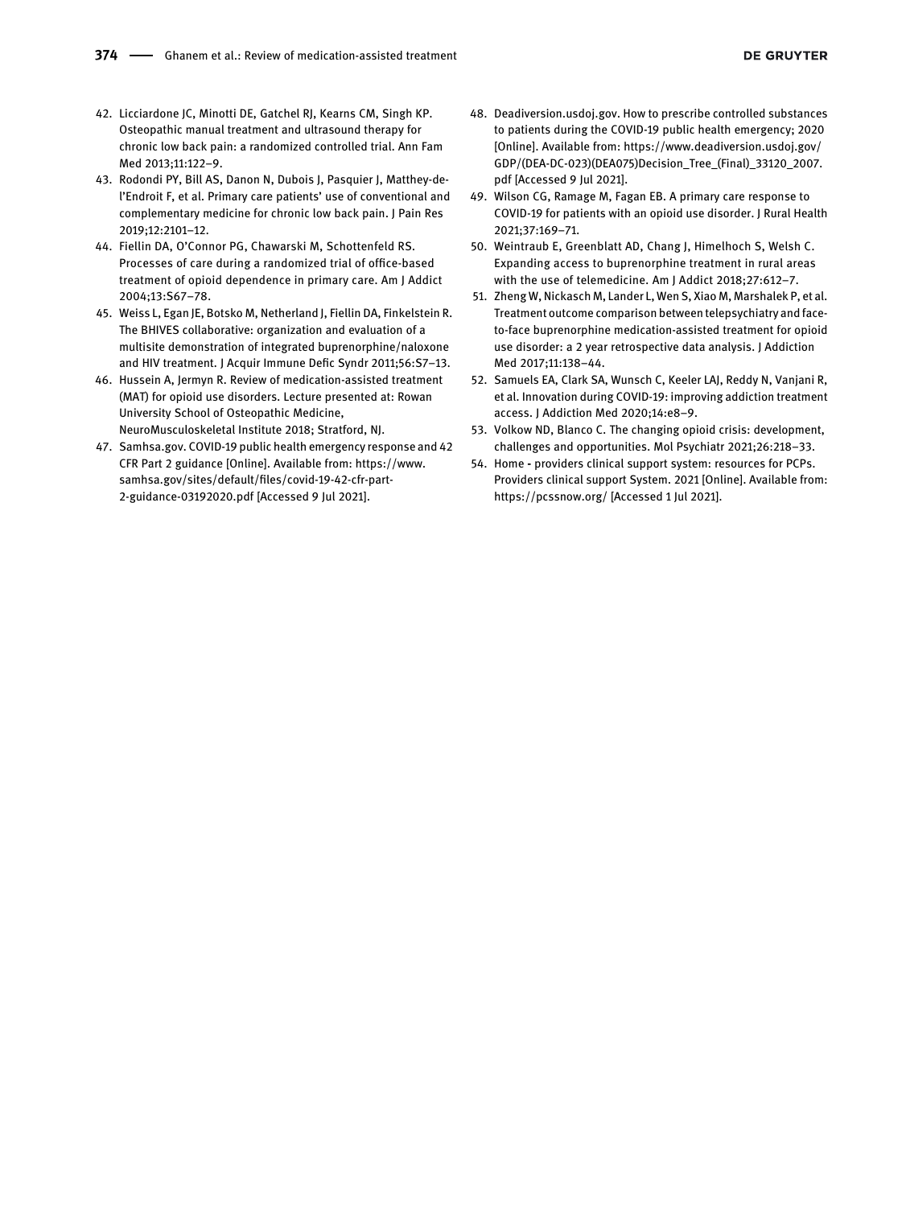42. Licciardone JC, Minotti DE, Gatchel RJ, Kearns CM, Singh KP. Osteopathic manual treatment and ultrasound therapy for chronic low back pain: a randomized controlled trial. Ann Fam Med 2013;11:122–9.
43. Rodondi PY, Bill AS, Danon N, Dubois J, Pasquier J, Matthey-de-l'Endroit F, et al. Primary care patients' use of conventional and complementary medicine for chronic low back pain. J Pain Res 2019;12:2101–12.
44. Fiellin DA, O'Connor PG, Chawarski M, Schottenfeld RS. Processes of care during a randomized trial of office-based treatment of opioid dependence in primary care. Am J Addict 2004;13:S67–78.
45. Weiss L, Egan JE, Botsko M, Netherland J, Fiellin DA, Finkelstein R. The BHIVES collaborative: organization and evaluation of a multisite demonstration of integrated buprenorphine/naloxone and HIV treatment. J Acquir Immune Defic Syndr 2011;56:S7–13.
46. Hussein A, Jermyn R. Review of medication-assisted treatment (MAT) for opioid use disorders. Lecture presented at: Rowan University School of Osteopathic Medicine, NeuroMusculoskeletal Institute 2018; Stratford, NJ.
47. Samhsa.gov. COVID-19 public health emergency response and 42 CFR Part 2 guidance [Online]. Available from: https://www.samhsa.gov/sites/default/files/covid-19-42-cfr-part-2-guidance-03192020.pdf [Accessed 9 Jul 2021].
48. Deadiversion.usdoj.gov. How to prescribe controlled substances to patients during the COVID-19 public health emergency; 2020 [Online]. Available from: https://www.deadiversion.usdoj.gov/GDP/(DEA-DC-023)(DEA075)Decision_Tree_(Final)_33120_2007.pdf [Accessed 9 Jul 2021].
49. Wilson CG, Ramage M, Fagan EB. A primary care response to COVID-19 for patients with an opioid use disorder. J Rural Health 2021;37:169–71.
50. Weintraub E, Greenblatt AD, Chang J, Himelhoch S, Welsh C. Expanding access to buprenorphine treatment in rural areas with the use of telemedicine. Am J Addict 2018;27:612–7.
51. Zheng W, Nickasch M, Lander L, Wen S, Xiao M, Marshalek P, et al. Treatment outcome comparison between telepsychiatry and face-to-face buprenorphine medication-assisted treatment for opioid use disorder: a 2 year retrospective data analysis. J Addiction Med 2017;11:138–44.
52. Samuels EA, Clark SA, Wunsch C, Keeler LAJ, Reddy N, Vanjani R, et al. Innovation during COVID-19: improving addiction treatment access. J Addiction Med 2020;14:e8–9.
53. Volkow ND, Blanco C. The changing opioid crisis: development, challenges and opportunities. Mol Psychiatr 2021;26:218–33.
54. Home - providers clinical support system: resources for PCPs. Providers clinical support System. 2021 [Online]. Available from: https://pcssnow.org/ [Accessed 1 Jul 2021].